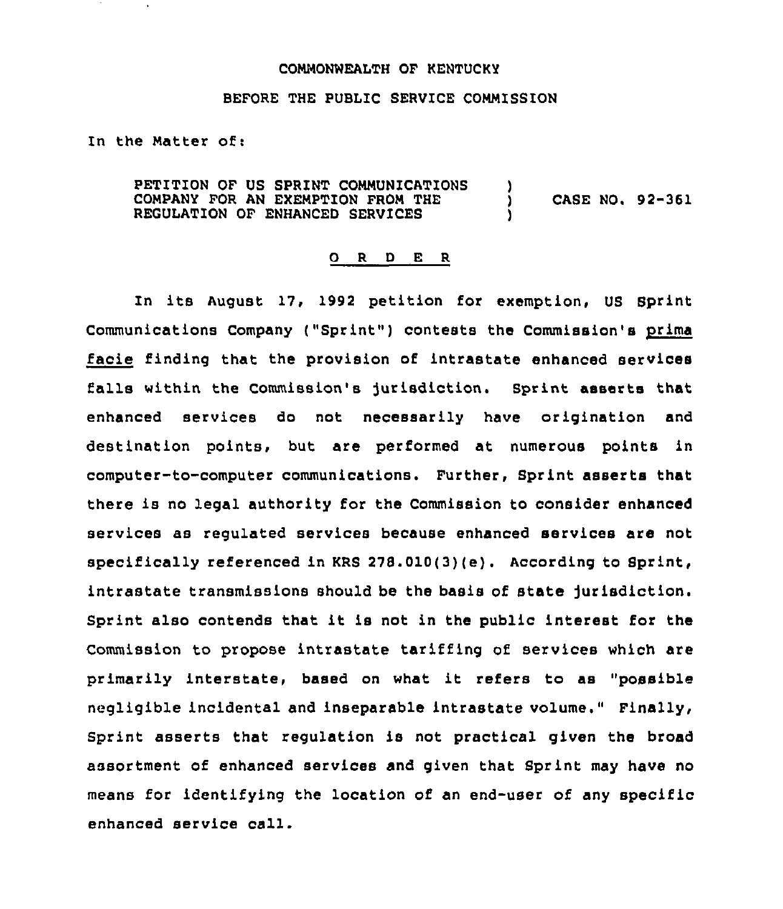COMMONWEALTH OF KENTUCKY

BEFORE THE PUBLIC SERVICE COMMISSION

In the Matter of:

| | | |
|---|---|---|
| PETITION OF US SPRINT COMMUNICATIONS COMPANY FOR AN EXEMPTION FROM THE REGULATION OF ENHANCED SERVICES | ) ) ) | CASE NO. 92-361 |

O R D E R

In its August 17, 1992 petition for exemption, US Sprint Communications Company ("Sprint") contests the Commission's *prima facie* finding that the provision of intrastate enhanced services falls within the Commission's jurisdiction. Sprint asserts that enhanced services do not necessarily have origination and destination points, but are performed at numerous points in computer-to-computer communications. Further, Sprint asserts that there is no legal authority for the Commission to consider enhanced services as regulated services because enhanced services are not specifically referenced in KRS 278.010(3)(e). According to Sprint, intrastate transmissions should be the basis of state jurisdiction. Sprint also contends that it is not in the public interest for the Commission to propose intrastate tariffing of services which are primarily interstate, based on what it refers to as "possible negligible incidental and inseparable intrastate volume." Finally, Sprint asserts that regulation is not practical given the broad assortment of enhanced services and given that Sprint may have no means for identifying the location of an end-user of any specific enhanced service call.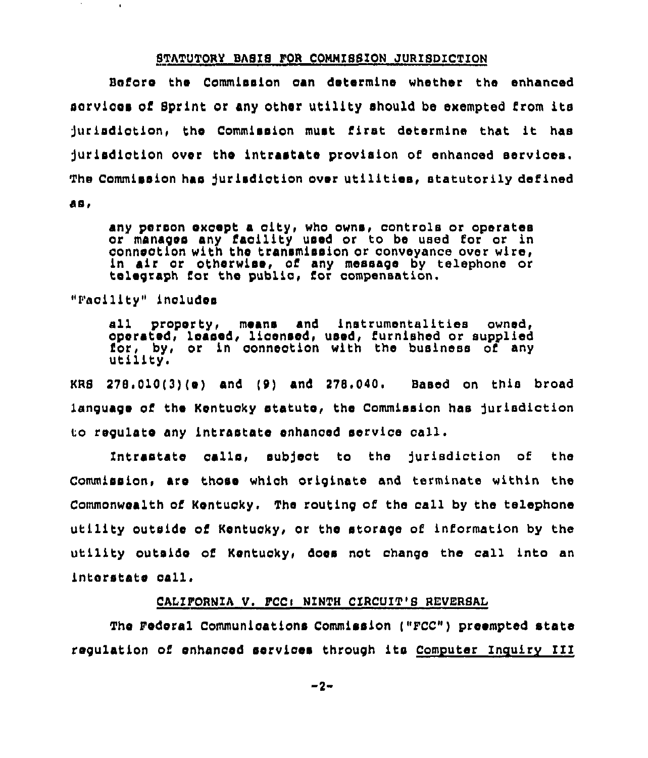## STATUTORY BASIS FOR COMMISSION JURISDICTION

Before the Commission can determine whether the enhanced services of Sprint or any other utility should be exempted from its jurisdiction, the Commission must first determine that it has jurisdiction over the intrastate provision of enhanced services. The Commission has jurisdiction over utilities, statutorily defined as,

> any person except a city, who owns, controls or operates or manages any facility used or to be used for or in connection with the transmission or conveyance over wire, in air or otherwise, of any message by telephone or telegraph for the public, for compensation.

"Facility" includes

> all property, means and instrumentalities owned, operated, leased, licensed, used, furnished or supplied for, by, or in connection with the business of any utility.

KRS 278.010(3)(e) and (9) and 278.040. Based on this broad language of the Kentucky statute, the Commission has jurisdiction to regulate any intrastate enhanced service call.

Intrastate calls, subject to the jurisdiction of the Commission, are those which originate and terminate within the Commonwealth of Kentucky. The routing of the call by the telephone utility outside of Kentucky, or the storage of information by the utility outside of Kentucky, does not change the call into an interstate call.

## CALIFORNIA V. FCC: NINTH CIRCUIT'S REVERSAL

The Federal Communications Commission ("FCC") preempted state regulation of enhanced services through its Computer Inquiry III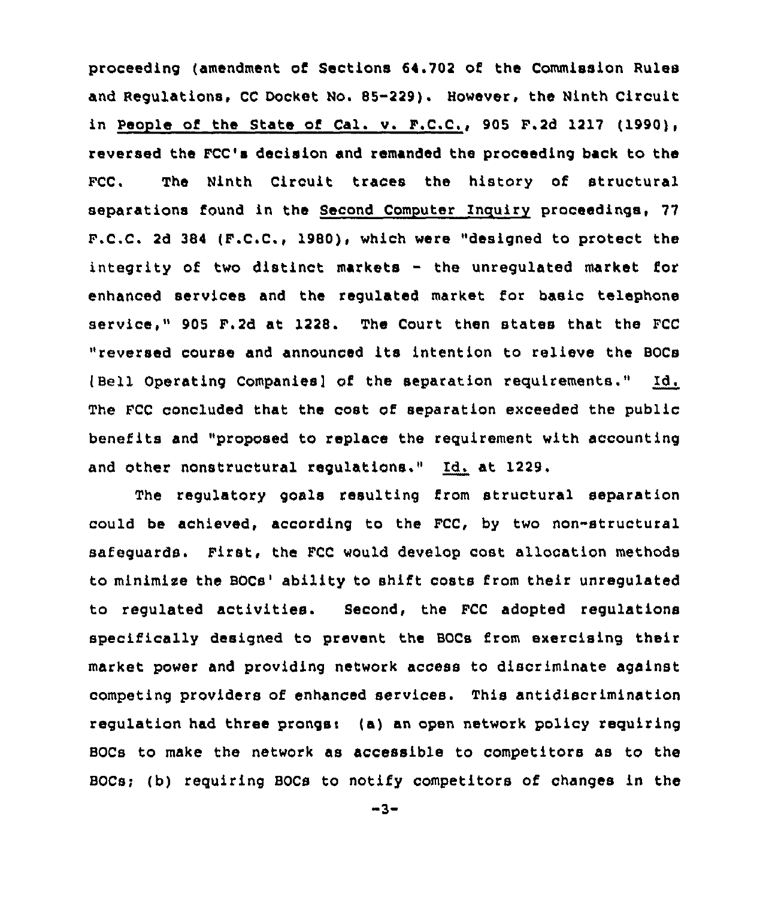proceeding (amendment of Sections 64.702 of the Commission Rules and Regulations, CC Docket No. 85-229). However, the Ninth Circuit in People of the State of Cal. v. F.C.C., 905 F.2d 1217 (1990), reversed the FCC's decision and remanded the proceeding back to the FCC. The Ninth Circuit traces the history of structural separations found in the Second Computer Inquiry proceedings, 77 F.C.C. 2d 384 (F.C.C., 1980), which were "designed to protect the integrity of two distinct markets - the unregulated market for enhanced services and the regulated market for basic telephone service," 905 F.2d at 1228. The Court then states that the FCC "reversed course and announced its intention to relieve the BOCs [Bell Operating Companies] of the separation requirements." Id. The FCC concluded that the cost of separation exceeded the public benefits and "proposed to replace the requirement with accounting and other nonstructural regulations." Id. at 1229.

The regulatory goals resulting from structural separation could be achieved, according to the FCC, by two non-structural safeguards. First, the FCC would develop cost allocation methods to minimize the BOCs' ability to shift costs from their unregulated to regulated activities. Second, the FCC adopted regulations specifically designed to prevent the BOCs from exercising their market power and providing network access to discriminate against competing providers of enhanced services. This antidiscrimination regulation had three prongs: (a) an open network policy requiring BOCs to make the network as accessible to competitors as to the BOCs; (b) requiring BOCs to notify competitors of changes in the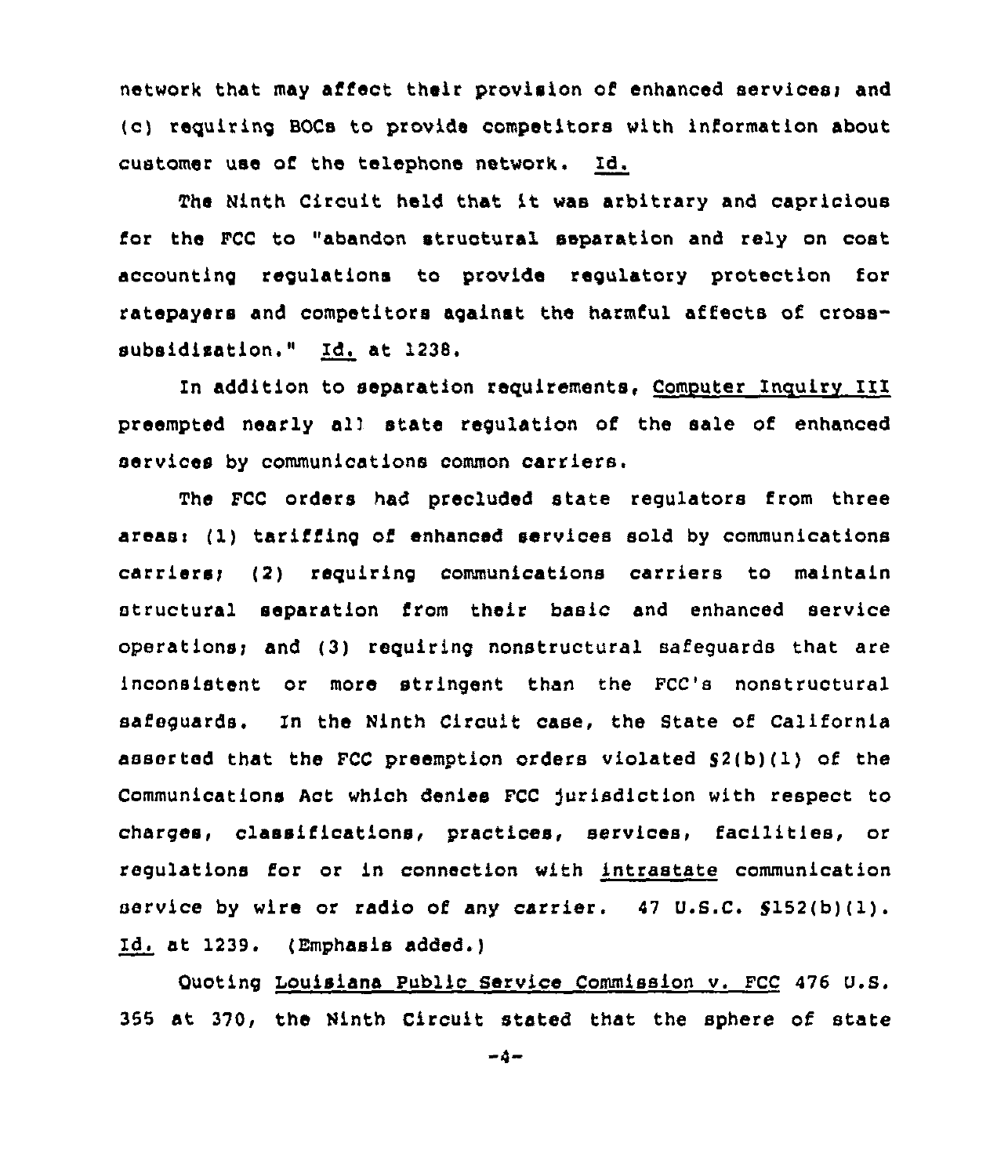network that may affect their provision of enhanced services; and (c) requiring BOCs to provide competitors with information about customer use of the telephone network. Id.

The Ninth Circuit held that it was arbitrary and capricious for the FCC to "abandon structural separation and rely on cost accounting regulations to provide regulatory protection for ratepayers and competitors against the harmful affects of cross-subsidization." Id. at 1238.

In addition to separation requirements, Computer Inquiry III preempted nearly all state regulation of the sale of enhanced services by communications common carriers.

The FCC orders had precluded state regulators from three areas: (1) tariffing of enhanced services sold by communications carriers; (2) requiring communications carriers to maintain structural separation from their basic and enhanced service operations; and (3) requiring nonstructural safeguards that are inconsistent or more stringent than the FCC's nonstructural safeguards. In the Ninth Circuit case, the State of California asserted that the FCC preemption orders violated §2(b)(1) of the Communications Act which denies FCC jurisdiction with respect to charges, classifications, practices, services, facilities, or regulations for or in connection with intrastate communication service by wire or radio of any carrier. 47 U.S.C. §152(b)(1). Id. at 1239. (Emphasis added.)

Quoting Louisiana Public Service Commission v. FCC 476 U.S. 355 at 370, the Ninth Circuit stated that the sphere of state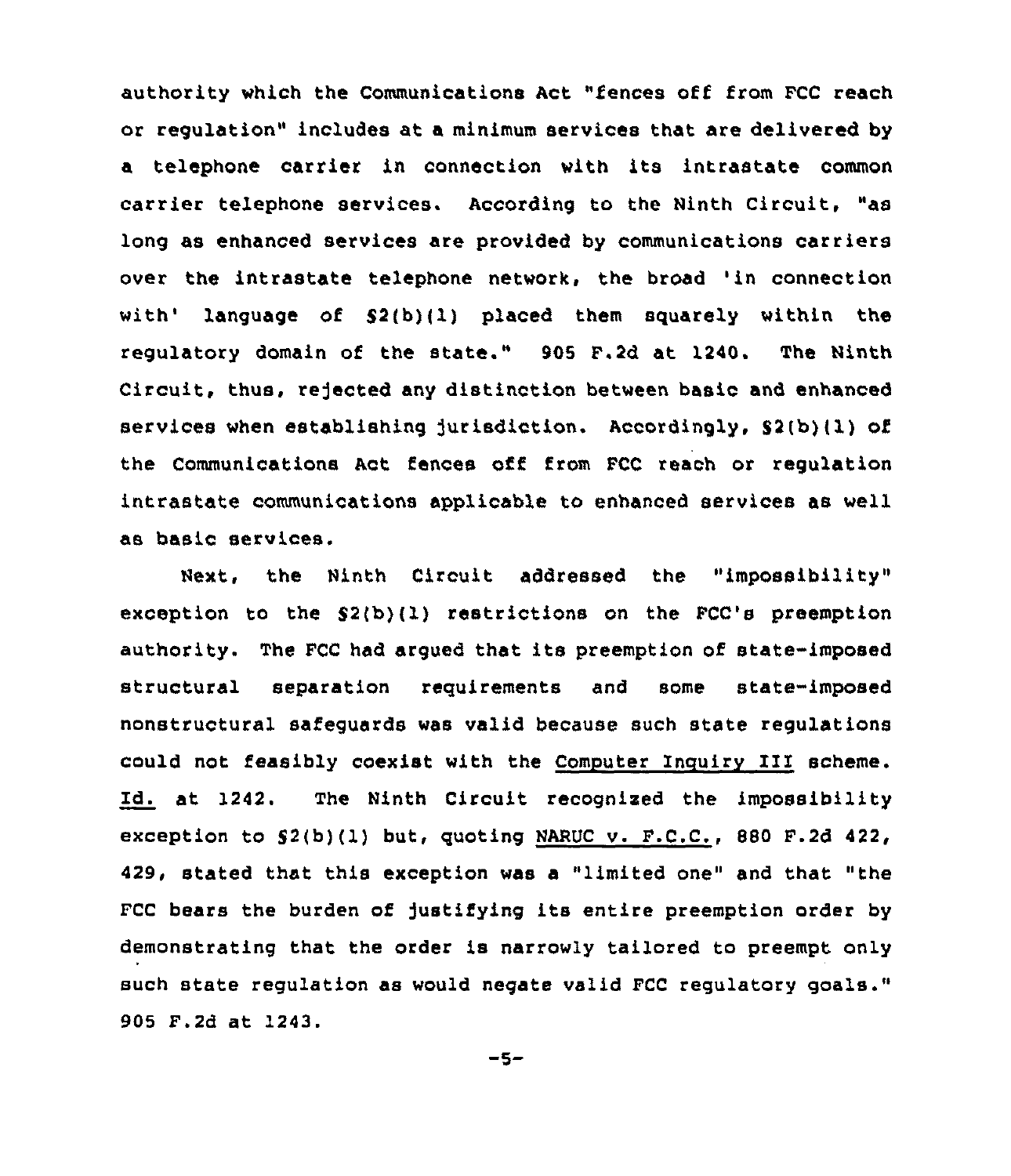authority which the Communications Act "fences off from FCC reach or regulation" includes at a minimum services that are delivered by a telephone carrier in connection with its intrastate common carrier telephone services. According to the Ninth Circuit, "as long as enhanced services are provided by communications carriers over the intrastate telephone network, the broad 'in connection with' language of §2(b)(1) placed them squarely within the regulatory domain of the state." 905 F.2d at 1240. The Ninth Circuit, thus, rejected any distinction between basic and enhanced services when establishing jurisdiction. Accordingly, §2(b)(1) of the Communications Act fences off from FCC reach or regulation intrastate communications applicable to enhanced services as well as basic services.

Next, the Ninth Circuit addressed the "impossibility" exception to the §2(b)(1) restrictions on the FCC's preemption authority. The FCC had argued that its preemption of state-imposed structural separation requirements and some state-imposed nonstructural safeguards was valid because such state regulations could not feasibly coexist with the Computer Inquiry III scheme. Id. at 1242. The Ninth Circuit recognized the impossibility exception to §2(b)(1) but, quoting NARUC v. F.C.C., 880 F.2d 422, 429, stated that this exception was a "limited one" and that "the FCC bears the burden of justifying its entire preemption order by demonstrating that the order is narrowly tailored to preempt only such state regulation as would negate valid FCC regulatory goals." 905 F.2d at 1243.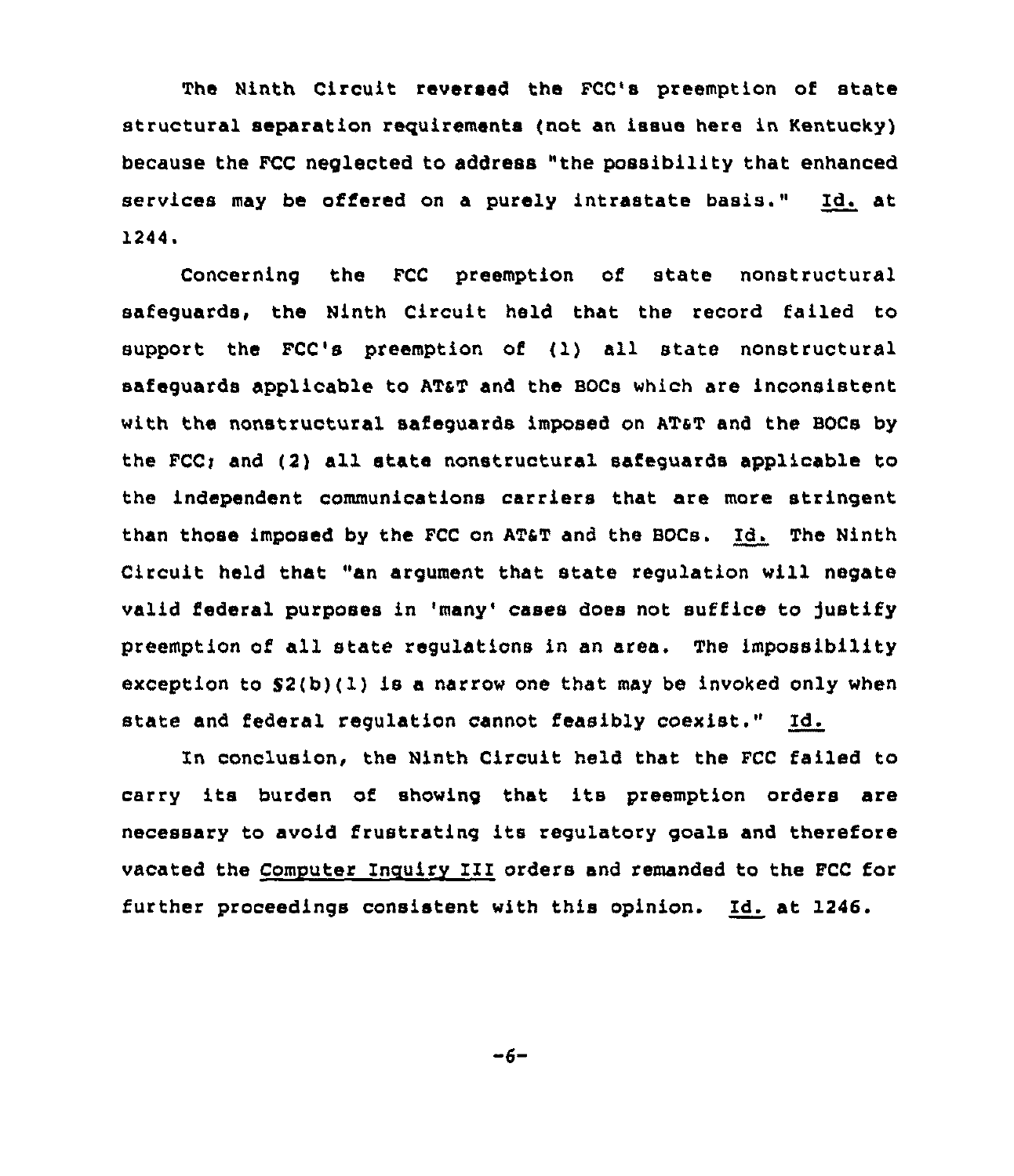The Ninth Circuit reversed the FCC's preemption of state structural separation requirements (not an issue here in Kentucky) because the FCC neglected to address "the possibility that enhanced services may be offered on a purely intrastate basis." Id. at 1244.

Concerning the FCC preemption of state nonstructural safeguards, the Ninth Circuit held that the record failed to support the FCC's preemption of (1) all state nonstructural safeguards applicable to AT&T and the BOCs which are inconsistent with the nonstructural safeguards imposed on AT&T and the BOCs by the FCC; and (2) all state nonstructural safeguards applicable to the independent communications carriers that are more stringent than those imposed by the FCC on AT&T and the BOCs. Id. The Ninth Circuit held that "an argument that state regulation will negate valid federal purposes in 'many' cases does not suffice to justify preemption of all state regulations in an area. The impossibility exception to §2(b)(1) is a narrow one that may be invoked only when state and federal regulation cannot feasibly coexist." Id.

In conclusion, the Ninth Circuit held that the FCC failed to carry its burden of showing that its preemption orders are necessary to avoid frustrating its regulatory goals and therefore vacated the Computer Inquiry III orders and remanded to the FCC for further proceedings consistent with this opinion. Id. at 1246.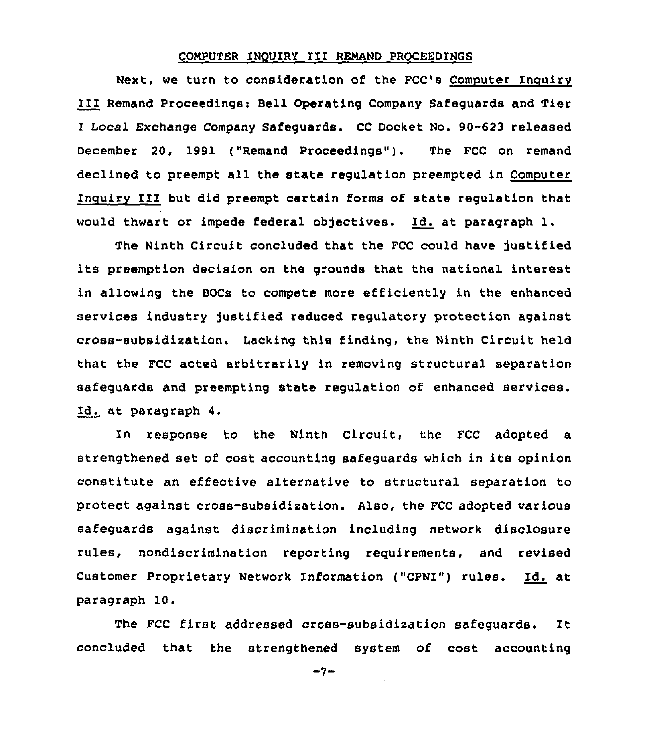## COMPUTER INQUIRY III REMAND PROCEEDINGS

Next, we turn to consideration of the FCC's Computer Inquiry III Remand Proceedings: Bell Operating Company Safeguards and Tier I Local Exchange Company Safeguards. CC Docket No. 90-623 released December 20, 1991 ("Remand Proceedings"). The FCC on remand declined to preempt all the state regulation preempted in Computer Inquiry III but did preempt certain forms of state regulation that would thwart or impede federal objectives. Id. at paragraph 1.

The Ninth Circuit concluded that the FCC could have justified its preemption decision on the grounds that the national interest in allowing the BOCs to compete more efficiently in the enhanced services industry justified reduced regulatory protection against cross-subsidization. Lacking this finding, the Ninth Circuit held that the FCC acted arbitrarily in removing structural separation safeguards and preempting state regulation of enhanced services. Id. at paragraph 4.

In response to the Ninth Circuit, the FCC adopted a strengthened set of cost accounting safeguards which in its opinion constitute an effective alternative to structural separation to protect against cross-subsidization. Also, the FCC adopted various safeguards against discrimination including network disclosure rules, nondiscrimination reporting requirements, and revised Customer Proprietary Network Information ("CPNI") rules. Id. at paragraph 10.

The FCC first addressed cross-subsidization safeguards. It concluded that the strengthened system of cost accounting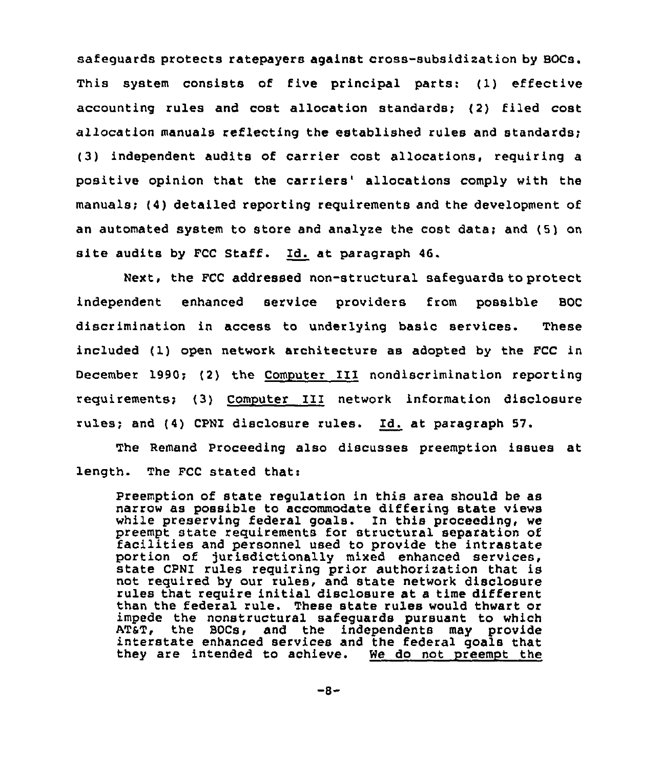safeguards protects ratepayers against cross-subsidization by BOCs. This system consists of five principal parts: (1) effective accounting rules and cost allocation standards; (2) filed cost allocation manuals reflecting the established rules and standards; (3) independent audits of carrier cost allocations, requiring a positive opinion that the carriers' allocations comply with the manuals; (4) detailed reporting requirements and the development of an automated system to store and analyze the cost data; and (5) on site audits by FCC Staff. Id. at paragraph 46.

Next, the FCC addressed non-structural safeguards to protect independent enhanced service providers from possible BOC discrimination in access to underlying basic services. These included (1) open network architecture as adopted by the FCC in December 1990; (2) the Computer III nondiscrimination reporting requirements; (3) Computer III network information disclosure rules; and (4) CPNI disclosure rules. Id. at paragraph 57.

The Remand Proceeding also discusses preemption issues at length. The FCC stated that:

> Preemption of state regulation in this area should be as narrow as possible to accommodate differing state views while preserving federal goals. In this proceeding, we preempt state requirements for structural separation of facilities and personnel used to provide the intrastate portion of jurisdictionally mixed enhanced services, state CPNI rules requiring prior authorization that is not required by our rules, and state network disclosure rules that require initial disclosure at a time different than the federal rule. These state rules would thwart or impede the nonstructural safeguards pursuant to which AT&T, the BOCs, and the independents may provide interstate enhanced services and the federal goals that they are intended to achieve. We do not preempt the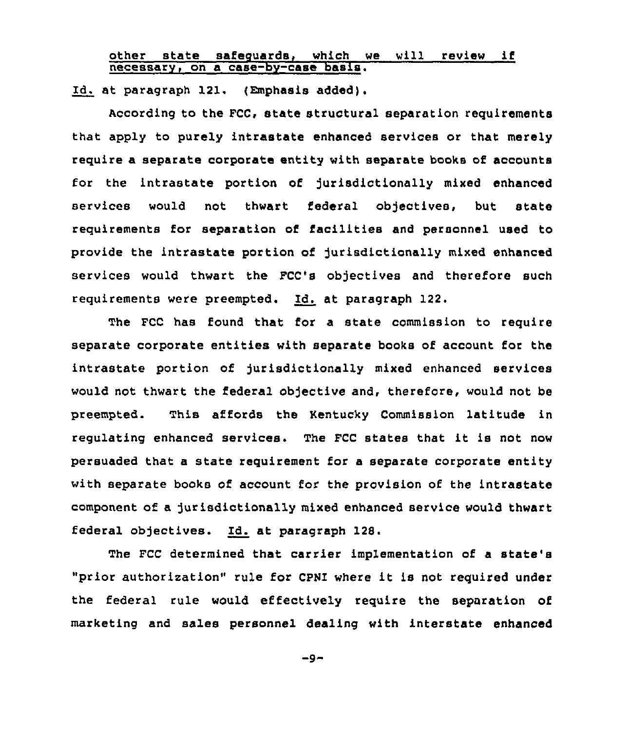other state safeguards, which we will review if necessary, on a case-by-case basis.

*Id.* at paragraph 121. (Emphasis added).

According to the FCC, state structural separation requirements that apply to purely intrastate enhanced services or that merely require a separate corporate entity with separate books of accounts for the intrastate portion of jurisdictionally mixed enhanced services would not thwart federal objectives, but state requirements for separation of facilities and personnel used to provide the intrastate portion of jurisdictionally mixed enhanced services would thwart the FCC's objectives and therefore such requirements were preempted. *Id.* at paragraph 122.

The FCC has found that for a state commission to require separate corporate entities with separate books of account for the intrastate portion of jurisdictionally mixed enhanced services would not thwart the federal objective and, therefore, would not be preempted. This affords the Kentucky Commission latitude in regulating enhanced services. The FCC states that it is not now persuaded that a state requirement for a separate corporate entity with separate books of account for the provision of the intrastate component of a jurisdictionally mixed enhanced service would thwart federal objectives. *Id.* at paragraph 128.

The FCC determined that carrier implementation of a state's "prior authorization" rule for CPNI where it is not required under the federal rule would effectively require the separation of marketing and sales personnel dealing with interstate enhanced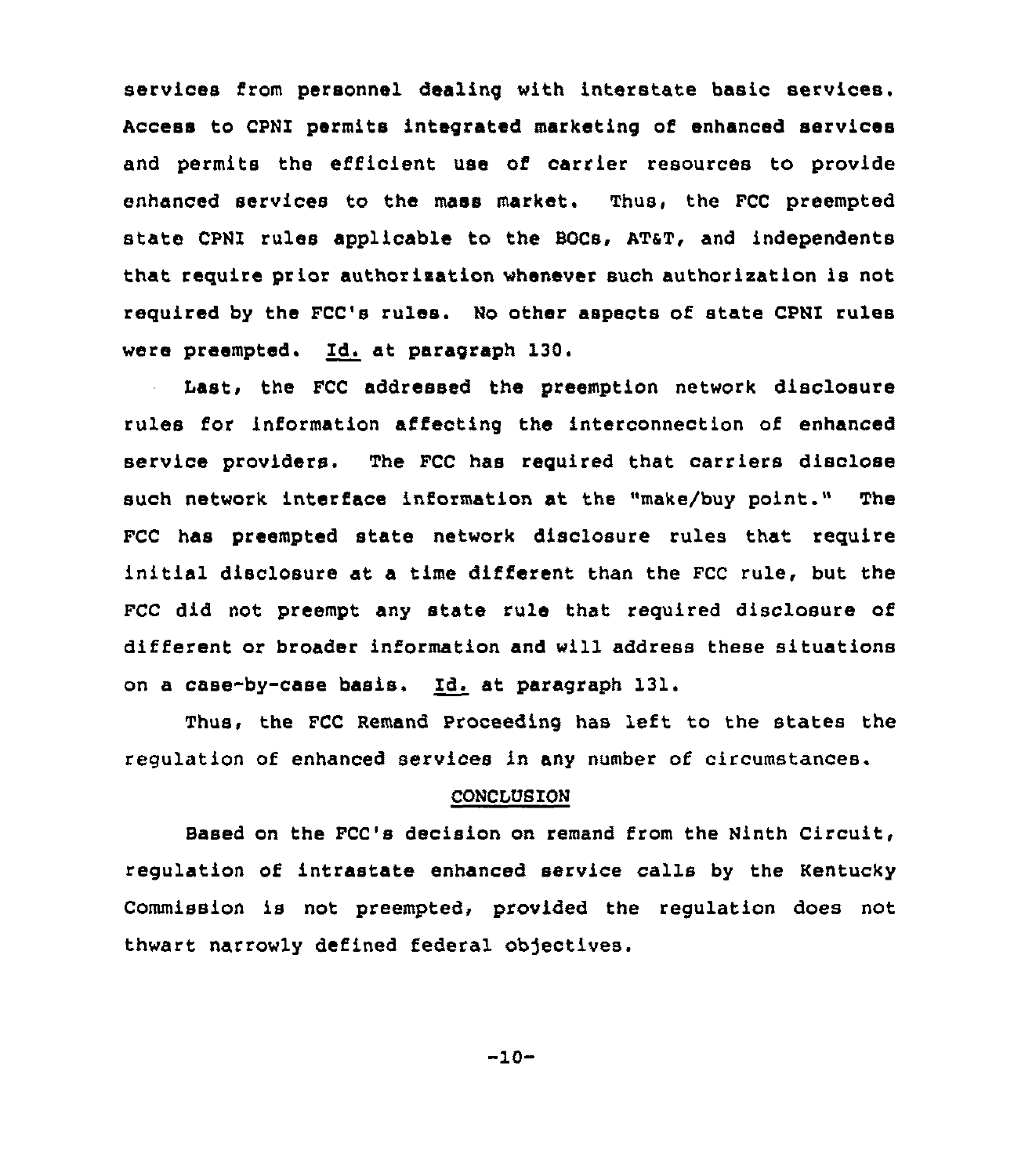services from personnel dealing with interstate basic services. Access to CPNI permits integrated marketing of enhanced services and permits the efficient use of carrier resources to provide enhanced services to the mass market. Thus, the FCC preempted state CPNI rules applicable to the BOCs, AT&T, and independents that require prior authorization whenever such authorization is not required by the FCC's rules. No other aspects of state CPNI rules were preempted. Id. at paragraph 130.

Last, the FCC addressed the preemption network disclosure rules for information affecting the interconnection of enhanced service providers. The FCC has required that carriers disclose such network interface information at the "make/buy point." The FCC has preempted state network disclosure rules that require initial disclosure at a time different than the FCC rule, but the FCC did not preempt any state rule that required disclosure of different or broader information and will address these situations on a case-by-case basis. Id. at paragraph 131.

Thus, the FCC Remand Proceeding has left to the states the regulation of enhanced services in any number of circumstances.

## CONCLUSION

Based on the FCC's decision on remand from the Ninth Circuit, regulation of intrastate enhanced service calls by the Kentucky Commission is not preempted, provided the regulation does not thwart narrowly defined federal objectives.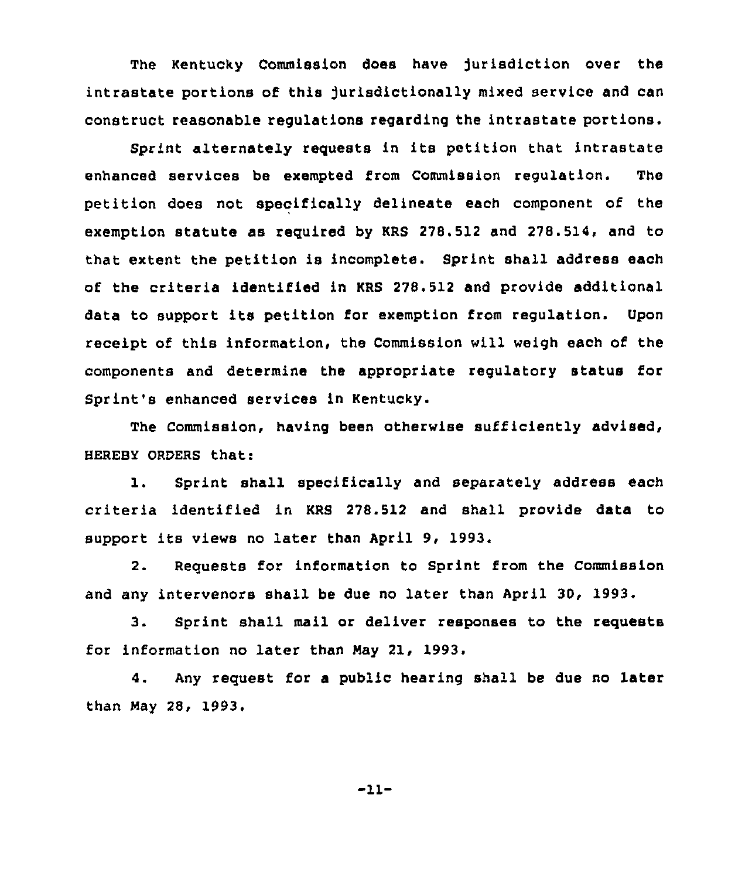The Kentucky Commission does have jurisdiction over the intrastate portions of this jurisdictionally mixed service and can construct reasonable regulations regarding the intrastate portions.

Sprint alternately requests in its petition that intrastate enhanced services be exempted from Commission regulation. The petition does not specifically delineate each component of the exemption statute as required by KRS 278.512 and 278.514, and to that extent the petition is incomplete. Sprint shall address each of the criteria identified in KRS 278.512 and provide additional data to support its petition for exemption from regulation. Upon receipt of this information, the Commission will weigh each of the components and determine the appropriate regulatory status for Sprint's enhanced services in Kentucky.

The Commission, having been otherwise sufficiently advised, HEREBY ORDERS that:

1. Sprint shall specifically and separately address each criteria identified in KRS 278.512 and shall provide data to support its views no later than April 9, 1993.

2. Requests for information to Sprint from the Commission and any intervenors shall be due no later than April 30, 1993.

3. Sprint shall mail or deliver responses to the requests for information no later than May 21, 1993.

4. Any request for a public hearing shall be due no later than May 28, 1993.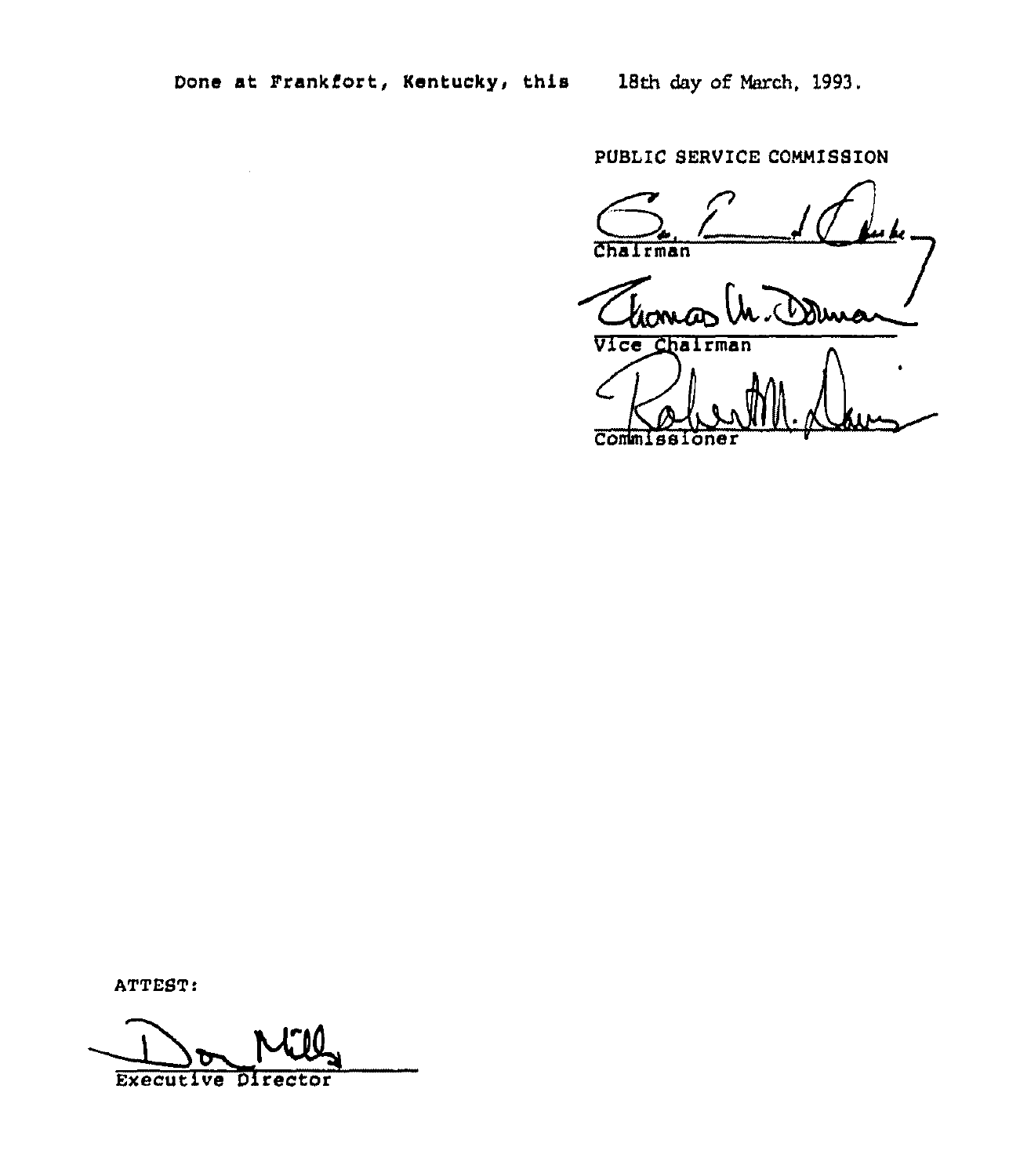Done at Frankfort, Kentucky, this 18th day of March, 1993.

PUBLIC SERVICE COMMISSION

Chairman

Vice Chairman

Commissioner

ATTEST:

Executive Director